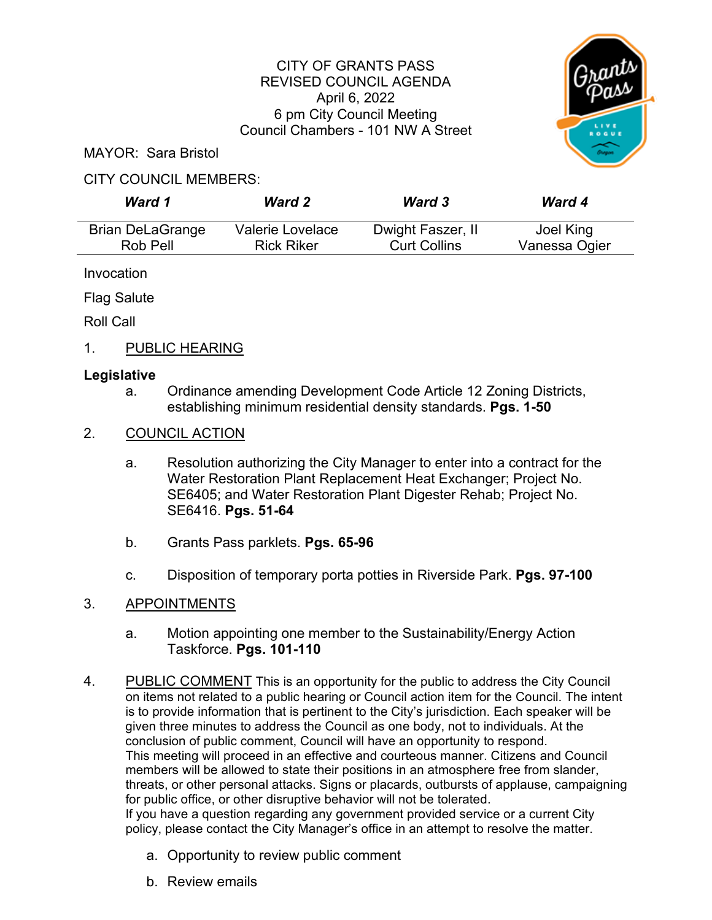CITY OF GRANTS PASS
REVISED COUNCIL AGENDA
April 6, 2022
6 pm City Council Meeting
Council Chambers - 101 NW A Street

MAYOR: Sara Bristol

CITY COUNCIL MEMBERS:

| ***Ward 1*** | ***Ward 2*** | ***Ward 3*** | ***Ward 4*** |
|---|---|---|---|
| Brian DeLaGrange | Valerie Lovelace | Dwight Faszer, II | Joel King |
| Rob Pell | Rick Riker | Curt Collins | Vanessa Ogier |

Invocation

Flag Salute

Roll Call

1. PUBLIC HEARING

**Legislative**

a. Ordinance amending Development Code Article 12 Zoning Districts, establishing minimum residential density standards. **Pgs. 1-50**

2. COUNCIL ACTION

a. Resolution authorizing the City Manager to enter into a contract for the Water Restoration Plant Replacement Heat Exchanger; Project No. SE6405; and Water Restoration Plant Digester Rehab; Project No. SE6416. **Pgs. 51-64**

b. Grants Pass parklets. **Pgs. 65-96**

c. Disposition of temporary porta potties in Riverside Park. **Pgs. 97-100**

3. APPOINTMENTS

a. Motion appointing one member to the Sustainability/Energy Action Taskforce. **Pgs. 101-110**

4. PUBLIC COMMENT This is an opportunity for the public to address the City Council on items not related to a public hearing or Council action item for the Council. The intent is to provide information that is pertinent to the City's jurisdiction. Each speaker will be given three minutes to address the Council as one body, not to individuals. At the conclusion of public comment, Council will have an opportunity to respond.
This meeting will proceed in an effective and courteous manner. Citizens and Council members will be allowed to state their positions in an atmosphere free from slander, threats, or other personal attacks. Signs or placards, outbursts of applause, campaigning for public office, or other disruptive behavior will not be tolerated.
If you have a question regarding any government provided service or a current City policy, please contact the City Manager's office in an attempt to resolve the matter.

a. Opportunity to review public comment

b. Review emails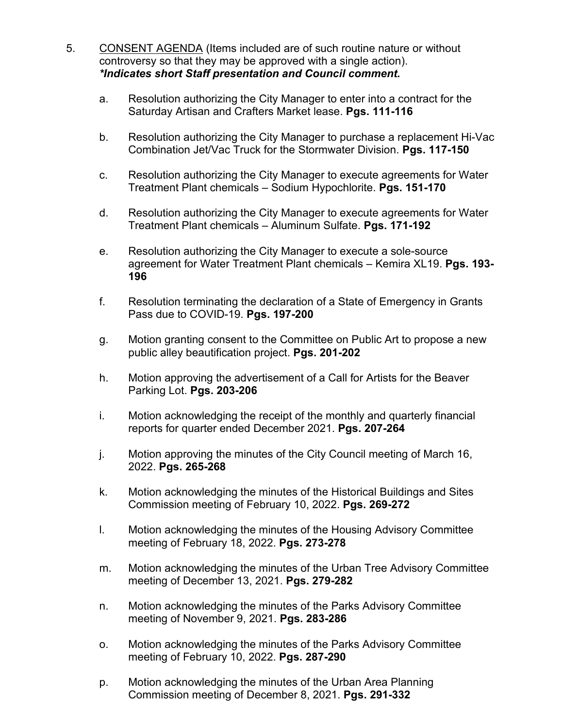5. <u>CONSENT AGENDA</u> (Items included are of such routine nature or without controversy so that they may be approved with a single action).
   ***Indicates short Staff presentation and Council comment.***

   a. Resolution authorizing the City Manager to enter into a contract for the Saturday Artisan and Crafters Market lease. **Pgs. 111-116**

   b. Resolution authorizing the City Manager to purchase a replacement Hi-Vac Combination Jet/Vac Truck for the Stormwater Division. **Pgs. 117-150**

   c. Resolution authorizing the City Manager to execute agreements for Water Treatment Plant chemicals – Sodium Hypochlorite. **Pgs. 151-170**

   d. Resolution authorizing the City Manager to execute agreements for Water Treatment Plant chemicals – Aluminum Sulfate. **Pgs. 171-192**

   e. Resolution authorizing the City Manager to execute a sole-source agreement for Water Treatment Plant chemicals – Kemira XL19. **Pgs. 193-196**

   f. Resolution terminating the declaration of a State of Emergency in Grants Pass due to COVID-19. **Pgs. 197-200**

   g. Motion granting consent to the Committee on Public Art to propose a new public alley beautification project. **Pgs. 201-202**

   h. Motion approving the advertisement of a Call for Artists for the Beaver Parking Lot. **Pgs. 203-206**

   i. Motion acknowledging the receipt of the monthly and quarterly financial reports for quarter ended December 2021. **Pgs. 207-264**

   j. Motion approving the minutes of the City Council meeting of March 16, 2022. **Pgs. 265-268**

   k. Motion acknowledging the minutes of the Historical Buildings and Sites Commission meeting of February 10, 2022. **Pgs. 269-272**

   l. Motion acknowledging the minutes of the Housing Advisory Committee meeting of February 18, 2022. **Pgs. 273-278**

   m. Motion acknowledging the minutes of the Urban Tree Advisory Committee meeting of December 13, 2021. **Pgs. 279-282**

   n. Motion acknowledging the minutes of the Parks Advisory Committee meeting of November 9, 2021. **Pgs. 283-286**

   o. Motion acknowledging the minutes of the Parks Advisory Committee meeting of February 10, 2022. **Pgs. 287-290**

   p. Motion acknowledging the minutes of the Urban Area Planning Commission meeting of December 8, 2021. **Pgs. 291-332**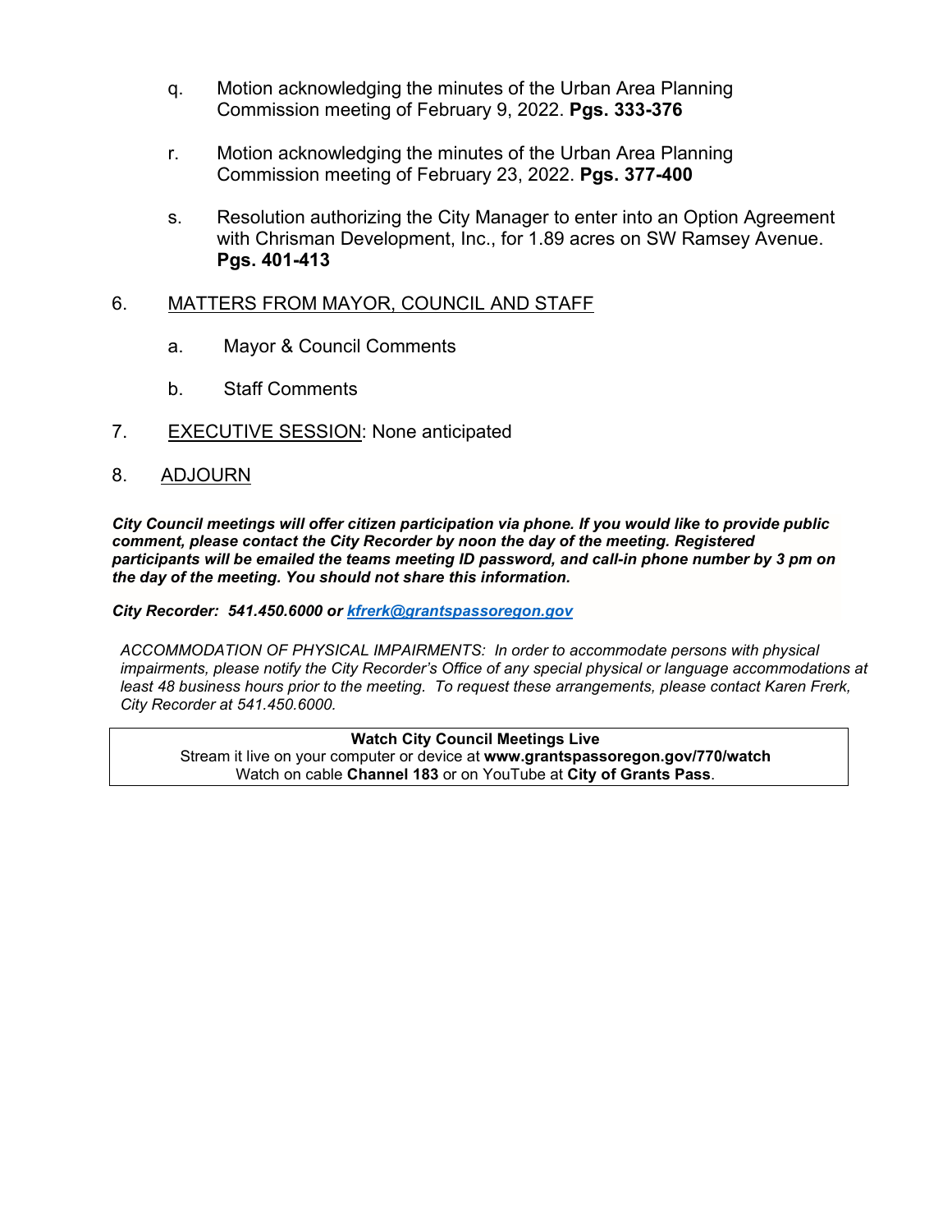q. Motion acknowledging the minutes of the Urban Area Planning Commission meeting of February 9, 2022. **Pgs. 333-376**

r. Motion acknowledging the minutes of the Urban Area Planning Commission meeting of February 23, 2022. **Pgs. 377-400**

s. Resolution authorizing the City Manager to enter into an Option Agreement with Chrisman Development, Inc., for 1.89 acres on SW Ramsey Avenue. **Pgs. 401-413**

6. MATTERS FROM MAYOR, COUNCIL AND STAFF

   a. Mayor & Council Comments

   b. Staff Comments

7. EXECUTIVE SESSION: None anticipated

8. ADJOURN

***City Council meetings will offer citizen participation via phone. If you would like to provide public comment, please contact the City Recorder by noon the day of the meeting. Registered participants will be emailed the teams meeting ID password, and call-in phone number by 3 pm on the day of the meeting. You should not share this information.***

***City Recorder: 541.450.6000 or [kfrerk@grantspassoregon.gov](mailto:kfrerk@grantspassoregon.gov)***

*ACCOMMODATION OF PHYSICAL IMPAIRMENTS: In order to accommodate persons with physical impairments, please notify the City Recorder's Office of any special physical or language accommodations at least 48 business hours prior to the meeting. To request these arrangements, please contact Karen Frerk, City Recorder at 541.450.6000.*

**Watch City Council Meetings Live**
Stream it live on your computer or device at **www.grantspassoregon.gov/770/watch**
Watch on cable **Channel 183** or on YouTube at **City of Grants Pass**.